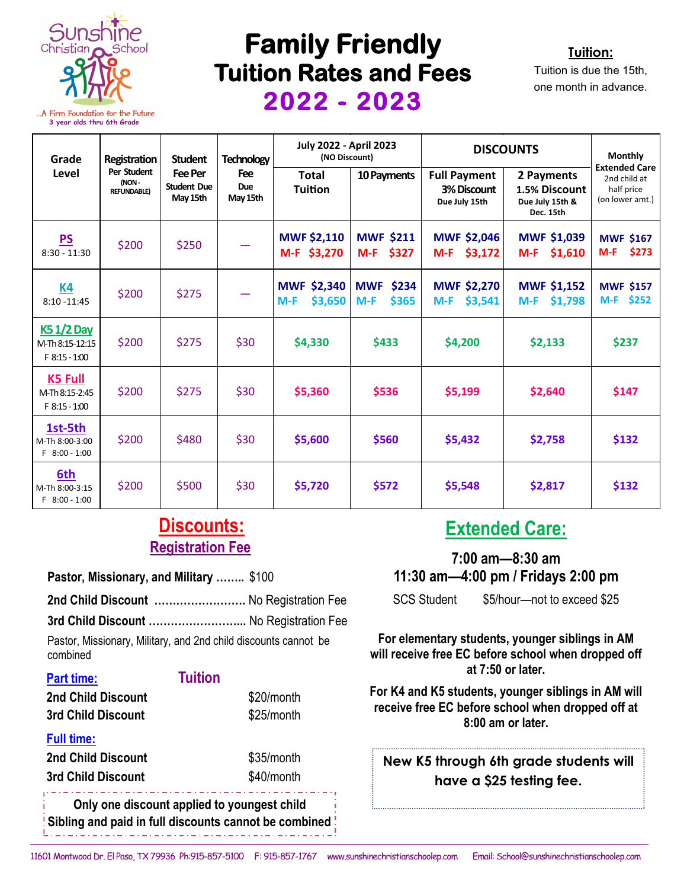Sunshine Christian School

...A Firm Foundation for the Future
3 year olds thru 6th Grade

# Family Friendly Tuition Rates and Fees 2022 - 2023

**Tuition:**
Tuition is due the 15th, one month in advance.

| Grade Level | Registration Per Student (NON-REFUNDABLE) | Student Fee Per Student Due May 15th | Technology Fee Due May 15th | July 2022 - April 2023 (NO Discount) | | DISCOUNTS | | Monthly Extended Care 2nd child at half price (on lower amt.) |
|---|---|---|---|---|---|---|---|---|
| | | | | Total Tuition | 10 Payments | Full Payment 3% Discount Due July 15th | 2 Payments 1.5% Discount Due July 15th & Dec. 15th | |
| **PS** 8:30 - 11:30 | $200 | $250 | — | MWF $2,110 M-F $3,270 | MWF $211 M-F $327 | MWF $2,046 M-F $3,172 | MWF $1,039 M-F $1,610 | MWF $167 M-F $273 |
| **K4** 8:10 -11:45 | $200 | $275 | — | MWF $2,340 M-F $3,650 | MWF $234 M-F $365 | MWF $2,270 M-F $3,541 | MWF $1,152 M-F $1,798 | MWF $157 M-F $252 |
| **K5 1/2 Day** M-Th 8:15-12:15 F 8:15 - 1:00 | $200 | $275 | $30 | $4,330 | $433 | $4,200 | $2,133 | $237 |
| **K5 Full** M-Th 8:15-2:45 F 8:15 - 1:00 | $200 | $275 | $30 | $5,360 | $536 | $5,199 | $2,640 | $147 |
| **1st-5th** M-Th 8:00-3:00 F 8:00 - 1:00 | $200 | $480 | $30 | $5,600 | $560 | $5,432 | $2,758 | $132 |
| **6th** M-Th 8:00-3:15 F 8:00 - 1:00 | $200 | $500 | $30 | $5,720 | $572 | $5,548 | $2,817 | $132 |

## Discounts:

### Registration Fee

**Pastor, Missionary, and Military** ........ $100

**2nd Child Discount** ......................... No Registration Fee

**3rd Child Discount** .......................... No Registration Fee

Pastor, Missionary, Military, and 2nd child discounts cannot be combined

### Tuition

**Part time:**

| | |
|---|---|
| **2nd Child Discount** | $20/month |
| **3rd Child Discount** | $25/month |

**Full time:**

| | |
|---|---|
| **2nd Child Discount** | $35/month |
| **3rd Child Discount** | $40/month |

**Only one discount applied to youngest child**
**Sibling and paid in full discounts cannot be combined**

## Extended Care:

**7:00 am—8:30 am**
**11:30 am—4:00 pm / Fridays 2:00 pm**

SCS Student $5/hour—not to exceed $25

**For elementary students, younger siblings in AM will receive free EC before school when dropped off at 7:50 or later.**

**For K4 and K5 students, younger siblings in AM will receive free EC before school when dropped off at 8:00 am or later.**

**New K5 through 6th grade students will have a $25 testing fee.**

11601 Montwood Dr. El Paso, TX 79936 Ph:915-857-5100 F: 915-857-1767 www.sunshinechristianschoolep.com Email: School@sunshinechristianschoolep.com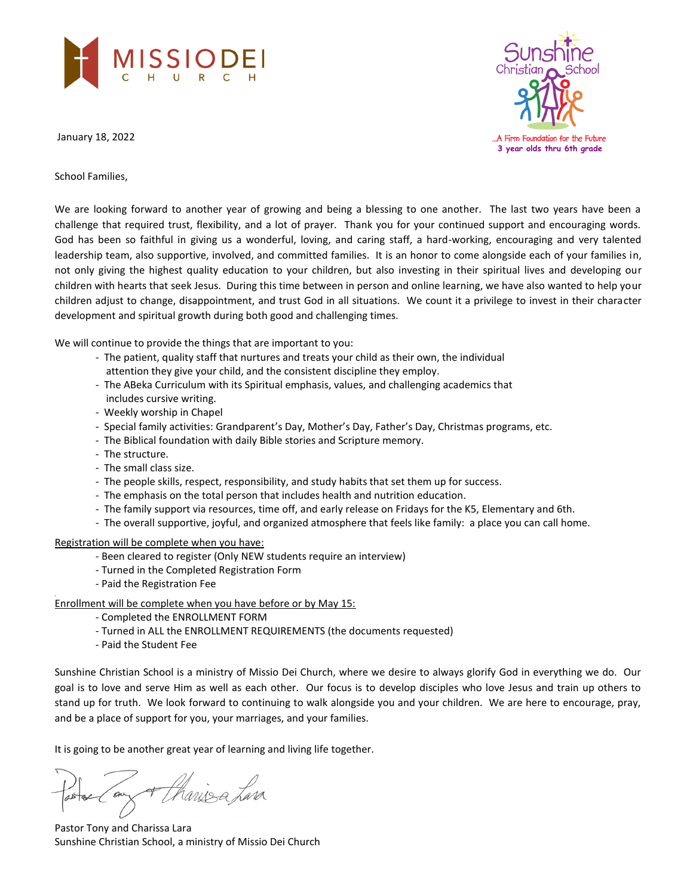MISSIODEI
CHURCH

Sunshine Christian School
...A Firm Foundation for the Future
3 year olds thru 6th grade

January 18, 2022

School Families,

We are looking forward to another year of growing and being a blessing to one another. The last two years have been a challenge that required trust, flexibility, and a lot of prayer. Thank you for your continued support and encouraging words. God has been so faithful in giving us a wonderful, loving, and caring staff, a hard-working, encouraging and very talented leadership team, also supportive, involved, and committed families. It is an honor to come alongside each of your families in, not only giving the highest quality education to your children, but also investing in their spiritual lives and developing our children with hearts that seek Jesus. During this time between in person and online learning, we have also wanted to help your children adjust to change, disappointment, and trust God in all situations. We count it a privilege to invest in their character development and spiritual growth during both good and challenging times.

We will continue to provide the things that are important to you:

- The patient, quality staff that nurtures and treats your child as their own, the individual attention they give your child, and the consistent discipline they employ.
- The ABeka Curriculum with its Spiritual emphasis, values, and challenging academics that includes cursive writing.
- Weekly worship in Chapel
- Special family activities: Grandparent's Day, Mother's Day, Father's Day, Christmas programs, etc.
- The Biblical foundation with daily Bible stories and Scripture memory.
- The structure.
- The small class size.
- The people skills, respect, responsibility, and study habits that set them up for success.
- The emphasis on the total person that includes health and nutrition education.
- The family support via resources, time off, and early release on Fridays for the K5, Elementary and 6th.
- The overall supportive, joyful, and organized atmosphere that feels like family: a place you can call home.

<u>Registration will be complete when you have:</u>

- Been cleared to register (Only NEW students require an interview)
- Turned in the Completed Registration Form
- Paid the Registration Fee

<u>Enrollment will be complete when you have before or by May 15:</u>

- Completed the ENROLLMENT FORM
- Turned in ALL the ENROLLMENT REQUIREMENTS (the documents requested)
- Paid the Student Fee

Sunshine Christian School is a ministry of Missio Dei Church, where we desire to always glorify God in everything we do. Our goal is to love and serve Him as well as each other. Our focus is to develop disciples who love Jesus and train up others to stand up for truth. We look forward to continuing to walk alongside you and your children. We are here to encourage, pray, and be a place of support for you, your marriages, and your families.

It is going to be another great year of learning and living life together.

Pastor Tony & Charissa Lara

Pastor Tony and Charissa Lara
Sunshine Christian School, a ministry of Missio Dei Church